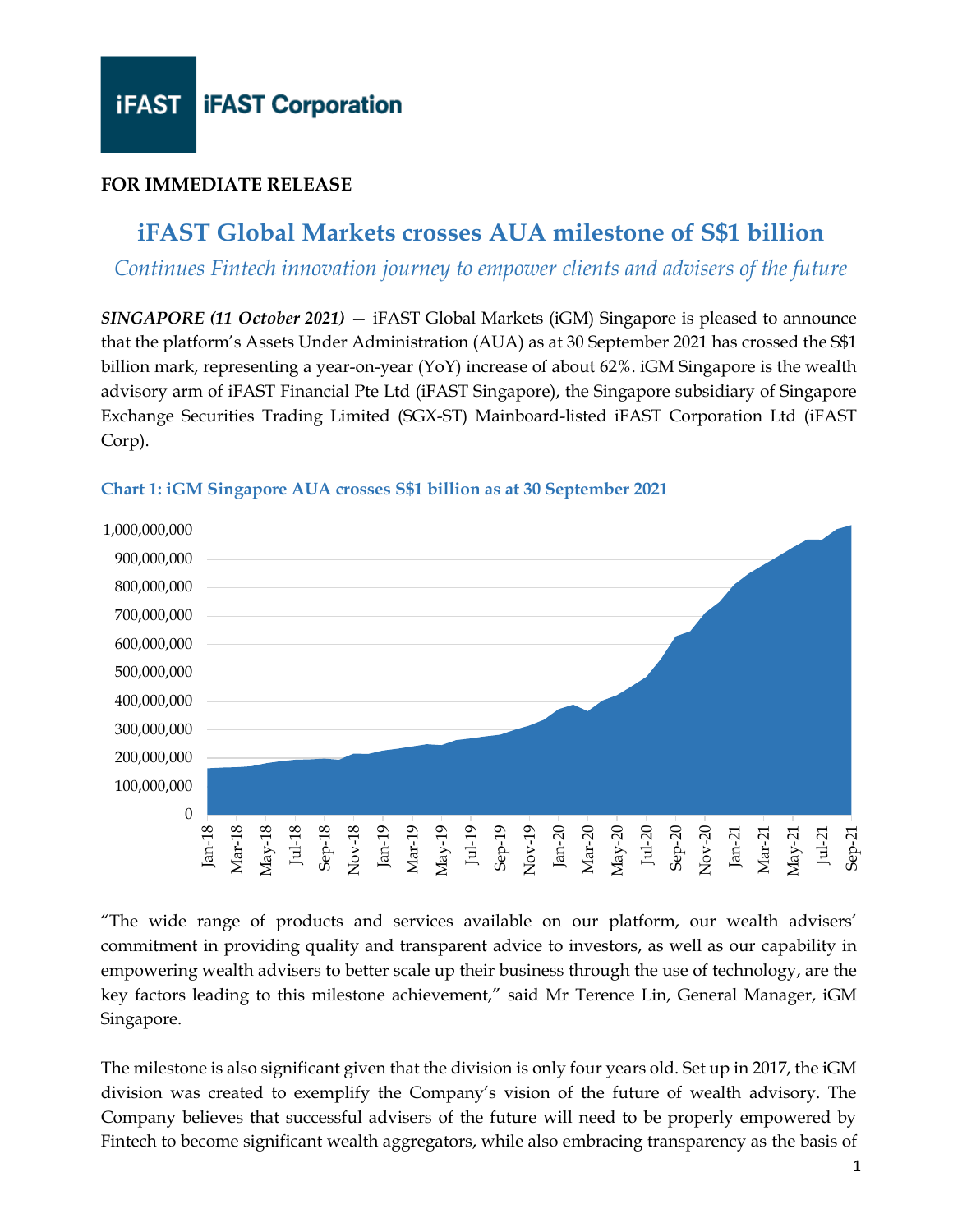iFAST Corporation

**FOR IMMEDIATE RELEASE**

# iFAST Global Markets crosses AUA milestone of S$1 billion

*Continues Fintech innovation journey to empower clients and advisers of the future*

***SINGAPORE (11 October 2021)*** — iFAST Global Markets (iGM) Singapore is pleased to announce that the platform's Assets Under Administration (AUA) as at 30 September 2021 has crossed the S$1 billion mark, representing a year-on-year (YoY) increase of about 62%. iGM Singapore is the wealth advisory arm of iFAST Financial Pte Ltd (iFAST Singapore), the Singapore subsidiary of Singapore Exchange Securities Trading Limited (SGX-ST) Mainboard-listed iFAST Corporation Ltd (iFAST Corp).

**Chart 1: iGM Singapore AUA crosses S$1 billion as at 30 September 2021**

"The wide range of products and services available on our platform, our wealth advisers' commitment in providing quality and transparent advice to investors, as well as our capability in empowering wealth advisers to better scale up their business through the use of technology, are the key factors leading to this milestone achievement," said Mr Terence Lin, General Manager, iGM Singapore.

The milestone is also significant given that the division is only four years old. Set up in 2017, the iGM division was created to exemplify the Company's vision of the future of wealth advisory. The Company believes that successful advisers of the future will need to be properly empowered by Fintech to become significant wealth aggregators, while also embracing transparency as the basis of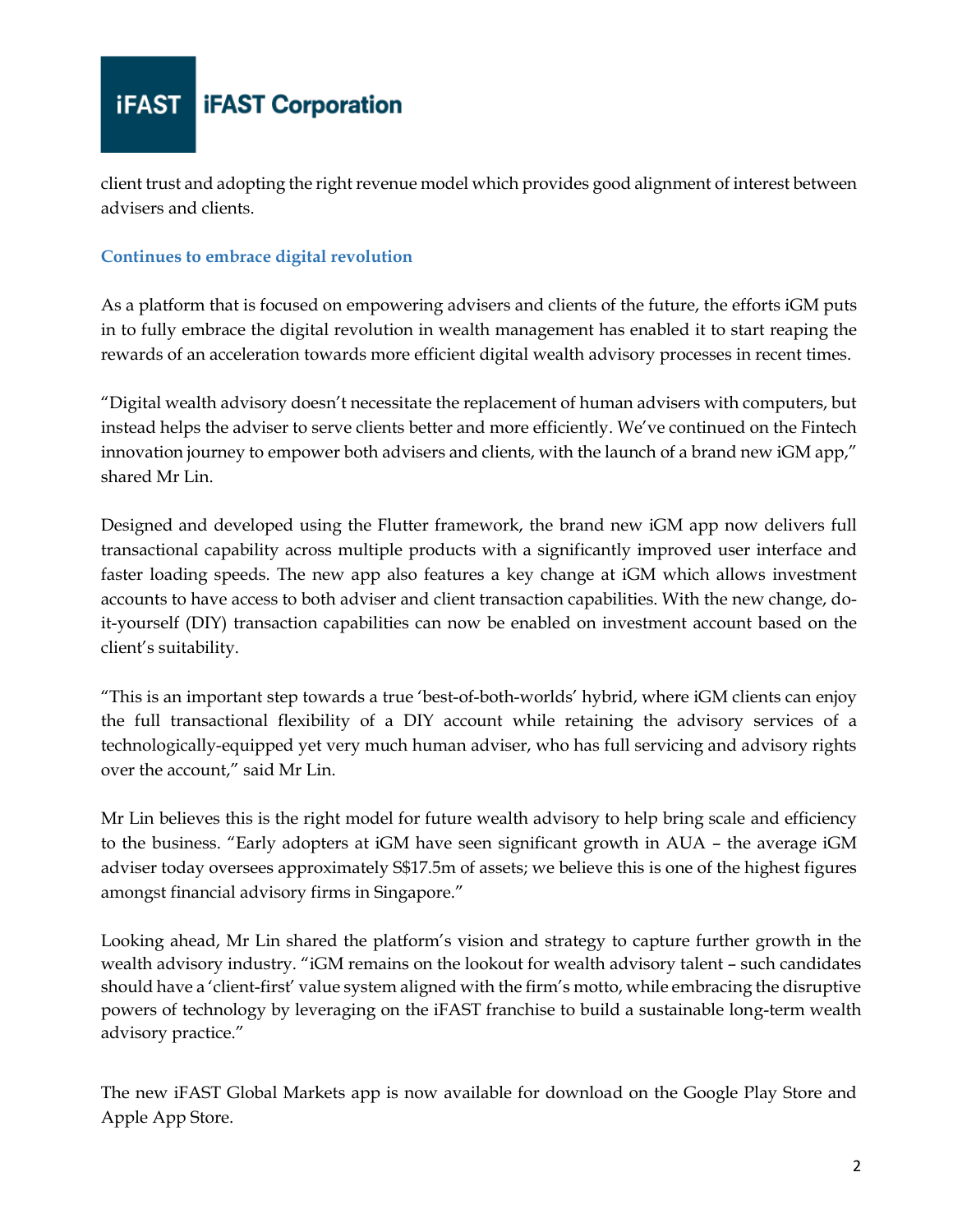client trust and adopting the right revenue model which provides good alignment of interest between advisers and clients.

### Continues to embrace digital revolution

As a platform that is focused on empowering advisers and clients of the future, the efforts iGM puts in to fully embrace the digital revolution in wealth management has enabled it to start reaping the rewards of an acceleration towards more efficient digital wealth advisory processes in recent times.

"Digital wealth advisory doesn't necessitate the replacement of human advisers with computers, but instead helps the adviser to serve clients better and more efficiently. We've continued on the Fintech innovation journey to empower both advisers and clients, with the launch of a brand new iGM app," shared Mr Lin.

Designed and developed using the Flutter framework, the brand new iGM app now delivers full transactional capability across multiple products with a significantly improved user interface and faster loading speeds. The new app also features a key change at iGM which allows investment accounts to have access to both adviser and client transaction capabilities. With the new change, do-it-yourself (DIY) transaction capabilities can now be enabled on investment account based on the client's suitability.

"This is an important step towards a true 'best-of-both-worlds' hybrid, where iGM clients can enjoy the full transactional flexibility of a DIY account while retaining the advisory services of a technologically-equipped yet very much human adviser, who has full servicing and advisory rights over the account," said Mr Lin.

Mr Lin believes this is the right model for future wealth advisory to help bring scale and efficiency to the business. "Early adopters at iGM have seen significant growth in AUA – the average iGM adviser today oversees approximately S$17.5m of assets; we believe this is one of the highest figures amongst financial advisory firms in Singapore."

Looking ahead, Mr Lin shared the platform's vision and strategy to capture further growth in the wealth advisory industry. "iGM remains on the lookout for wealth advisory talent – such candidates should have a 'client-first' value system aligned with the firm's motto, while embracing the disruptive powers of technology by leveraging on the iFAST franchise to build a sustainable long-term wealth advisory practice."

The new iFAST Global Markets app is now available for download on the Google Play Store and Apple App Store.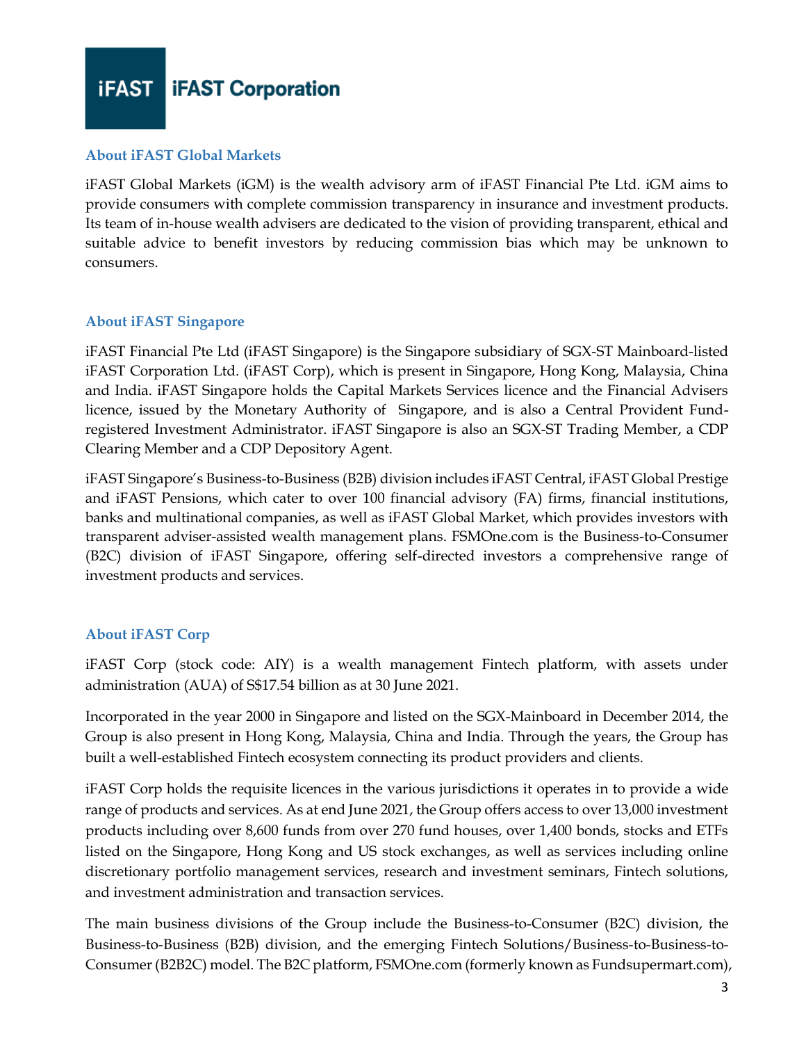## About iFAST Global Markets

iFAST Global Markets (iGM) is the wealth advisory arm of iFAST Financial Pte Ltd. iGM aims to provide consumers with complete commission transparency in insurance and investment products. Its team of in-house wealth advisers are dedicated to the vision of providing transparent, ethical and suitable advice to benefit investors by reducing commission bias which may be unknown to consumers.

## About iFAST Singapore

iFAST Financial Pte Ltd (iFAST Singapore) is the Singapore subsidiary of SGX-ST Mainboard-listed iFAST Corporation Ltd. (iFAST Corp), which is present in Singapore, Hong Kong, Malaysia, China and India. iFAST Singapore holds the Capital Markets Services licence and the Financial Advisers licence, issued by the Monetary Authority of Singapore, and is also a Central Provident Fund-registered Investment Administrator. iFAST Singapore is also an SGX-ST Trading Member, a CDP Clearing Member and a CDP Depository Agent.

iFAST Singapore's Business-to-Business (B2B) division includes iFAST Central, iFAST Global Prestige and iFAST Pensions, which cater to over 100 financial advisory (FA) firms, financial institutions, banks and multinational companies, as well as iFAST Global Market, which provides investors with transparent adviser-assisted wealth management plans. FSMOne.com is the Business-to-Consumer (B2C) division of iFAST Singapore, offering self-directed investors a comprehensive range of investment products and services.

## About iFAST Corp

iFAST Corp (stock code: AIY) is a wealth management Fintech platform, with assets under administration (AUA) of S$17.54 billion as at 30 June 2021.

Incorporated in the year 2000 in Singapore and listed on the SGX-Mainboard in December 2014, the Group is also present in Hong Kong, Malaysia, China and India. Through the years, the Group has built a well-established Fintech ecosystem connecting its product providers and clients.

iFAST Corp holds the requisite licences in the various jurisdictions it operates in to provide a wide range of products and services. As at end June 2021, the Group offers access to over 13,000 investment products including over 8,600 funds from over 270 fund houses, over 1,400 bonds, stocks and ETFs listed on the Singapore, Hong Kong and US stock exchanges, as well as services including online discretionary portfolio management services, research and investment seminars, Fintech solutions, and investment administration and transaction services.

The main business divisions of the Group include the Business-to-Consumer (B2C) division, the Business-to-Business (B2B) division, and the emerging Fintech Solutions/Business-to-Business-to-Consumer (B2B2C) model. The B2C platform, FSMOne.com (formerly known as Fundsupermart.com),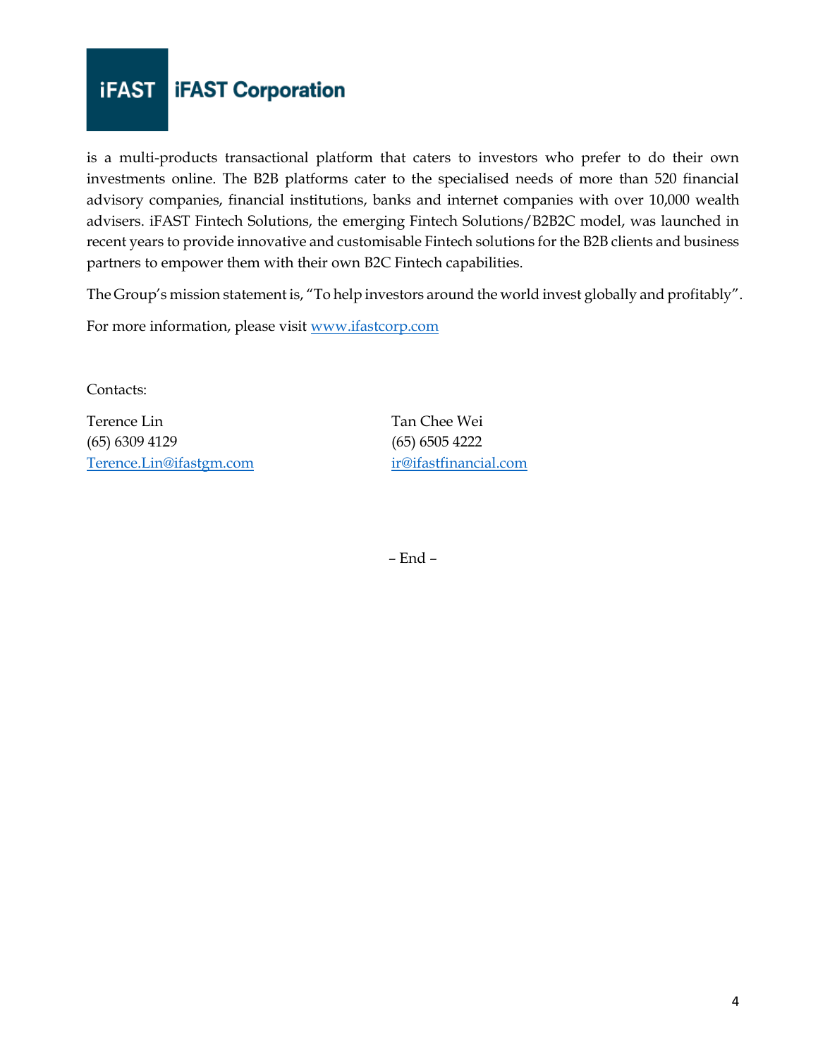is a multi-products transactional platform that caters to investors who prefer to do their own investments online. The B2B platforms cater to the specialised needs of more than 520 financial advisory companies, financial institutions, banks and internet companies with over 10,000 wealth advisers. iFAST Fintech Solutions, the emerging Fintech Solutions/B2B2C model, was launched in recent years to provide innovative and customisable Fintech solutions for the B2B clients and business partners to empower them with their own B2C Fintech capabilities.

The Group's mission statement is, "To help investors around the world invest globally and profitably".

For more information, please visit www.ifastcorp.com

Contacts:

Terence Lin
(65) 6309 4129
Terence.Lin@ifastgm.com

Tan Chee Wei
(65) 6505 4222
ir@ifastfinancial.com

– End –